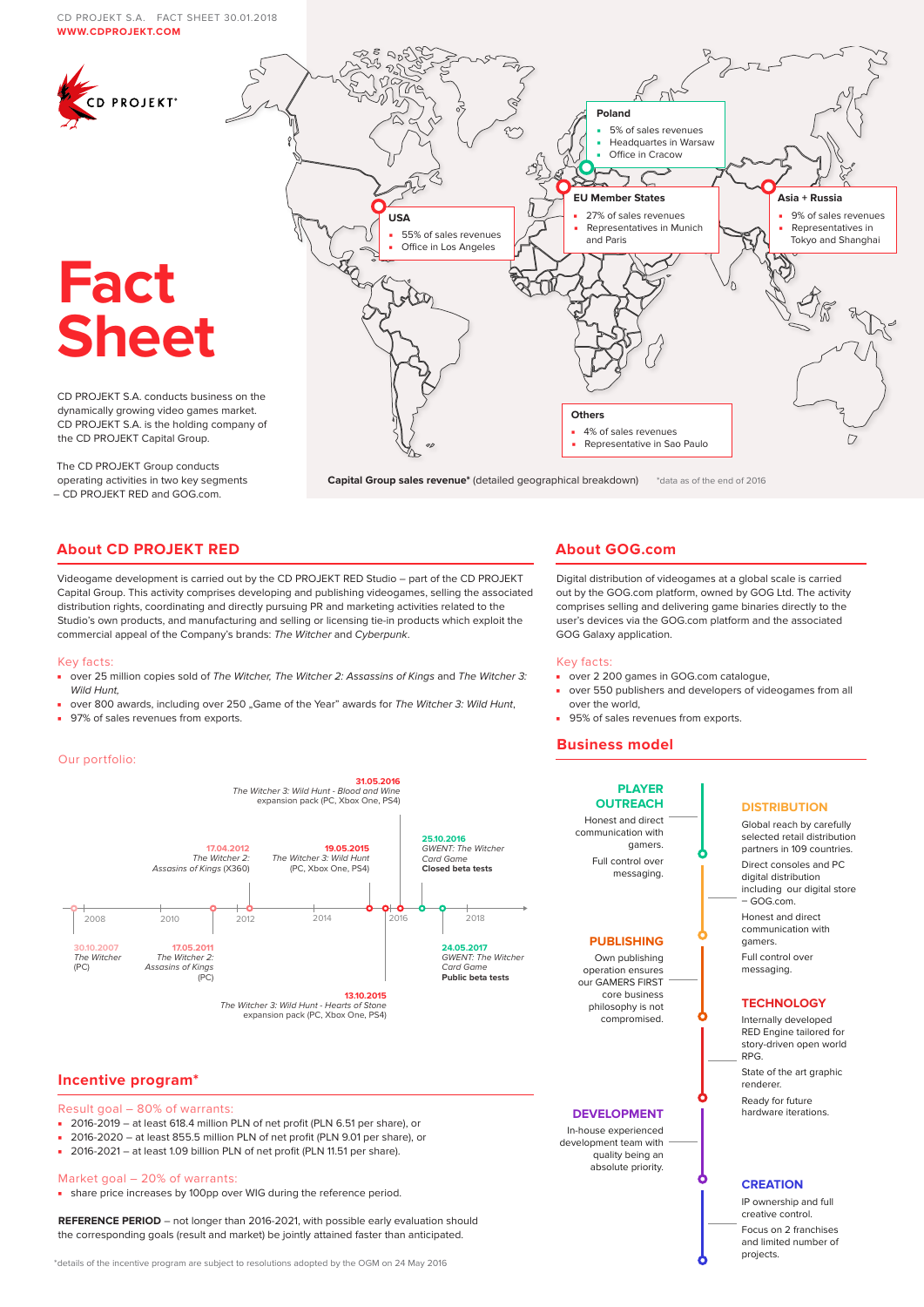CD PROJEKT S.A. FACT SHEET 30.01.2018
**WWW.CDPROJEKT.COM**

CD PROJEKT®

# Fact Sheet

CD PROJEKT S.A. conducts business on the dynamically growing video games market. CD PROJEKT S.A. is the holding company of the CD PROJEKT Capital Group.

The CD PROJEKT Group conducts operating activities in two key segments – CD PROJEKT RED and GOG.com.

**USA**
- 55% of sales revenues
- Office in Los Angeles

**Poland**
- 5% of sales revenues
- Headquartes in Warsaw
- Office in Cracow

**EU Member States**
- 27% of sales revenues
- Representatives in Munich and Paris

**Asia + Russia**
- 9% of sales revenues
- Representatives in Tokyo and Shanghai

**Others**
- 4% of sales revenues
- Representative in Sao Paulo

**Capital Group sales revenue*** (detailed geographical breakdown) *data as of the end of 2016

## About CD PROJEKT RED

Videogame development is carried out by the CD PROJEKT RED Studio – part of the CD PROJEKT Capital Group. This activity comprises developing and publishing videogames, selling the sees distribution rights, coordinating and directly pursuing PR and marketing activities related to the Studio's own products, and manufacturing and selling or licensing tie-in products which exploit the commercial appeal of the Company's brands: *The Witcher* and *Cyberpunk*.

Key facts:
- over 25 million copies sold of *The Witcher, The Witcher 2: Assassins of Kings* and *The Witcher 3: Wild Hunt,*
- over 800 awards, including over 250 „Game of the Year" awards for *The Witcher 3: Wild Hunt*,
- 97% of sales revenues from exports.

Our portfolio:

- **30.10.2007** *The Witcher* (PC)
- **17.05.2011** *The Witcher 2: Assasins of Kings* (PC)
- **17.04.2012** *The Witcher 2: Assasins of Kings* (X360)
- **19.05.2015** *The Witcher 3: Wild Hunt* (PC, Xbox One, PS4)
- **13.10.2015** *The Witcher 3: Wild Hunt - Hearts of Stone* expansion pack (PC, Xbox One, PS4)
- **31.05.2016** *The Witcher 3: Wild Hunt - Blood and Wine* expansion pack (PC, Xbox One, PS4)
- **25.10.2016** *GWENT: The Witcher Card Game* **Closed beta tests**
- **24.05.2017** *GWENT: The Witcher Card Game* **Public beta tests**

## Incentive program*

Result goal – 80% of warrants:
- 2016-2019 – at least 618.4 million PLN of net profit (PLN 6.51 per share), or
- 2016-2020 – at least 855.5 million PLN of net profit (PLN 9.01 per share), or
- 2016-2021 – at least 1.09 billion PLN of net profit (PLN 11.51 per share).

Market goal – 20% of warrants:
- share price increases by 100pp over WIG during the reference period.

**REFERENCE PERIOD** – not longer than 2016-2021, with possible early evaluation should the corresponding goals (result and market) be jointly attained faster than anticipated.

*details of the incentive program are subject to resolutions adopted by the OGM on 24 May 2016

## About GOG.com

Digital distribution of videogames at a global scale is carried out by the GOG.com platform, owned by GOG Ltd. The activity comprises selling and delivering game binaries directly to the user's devices via the GOG.com platform and the associated GOG Galaxy application.

Key facts:
- over 2 200 games in GOG.com catalogue,
- over 550 publishers and developers of videogames from all over the world,
- 95% of sales revenues from exports.

## Business model

**PLAYER OUTREACH**

Honest and direct communication with gamers.

Full control over messaging.

**DISTRIBUTION**

Global reach by carefully selected retail distribution partners in 109 countries.

Direct consoles and PC digital distribution including our digital store – GOG.com.

Honest and direct communication with gamers.

Full control over messaging.

**PUBLISHING**

Own publishing operation ensures our GAMERS FIRST core business philosophy is not compromised.

**TECHNOLOGY**

Internally developed RED Engine tailored for story-driven open world RPG.

State of the art graphic renderer.

Ready for future hardware iterations.

**DEVELOPMENT**

In-house experienced development team with quality being an absolute priority.

**CREATION**

IP ownership and full creative control.

Focus on 2 franchises and limited number of projects.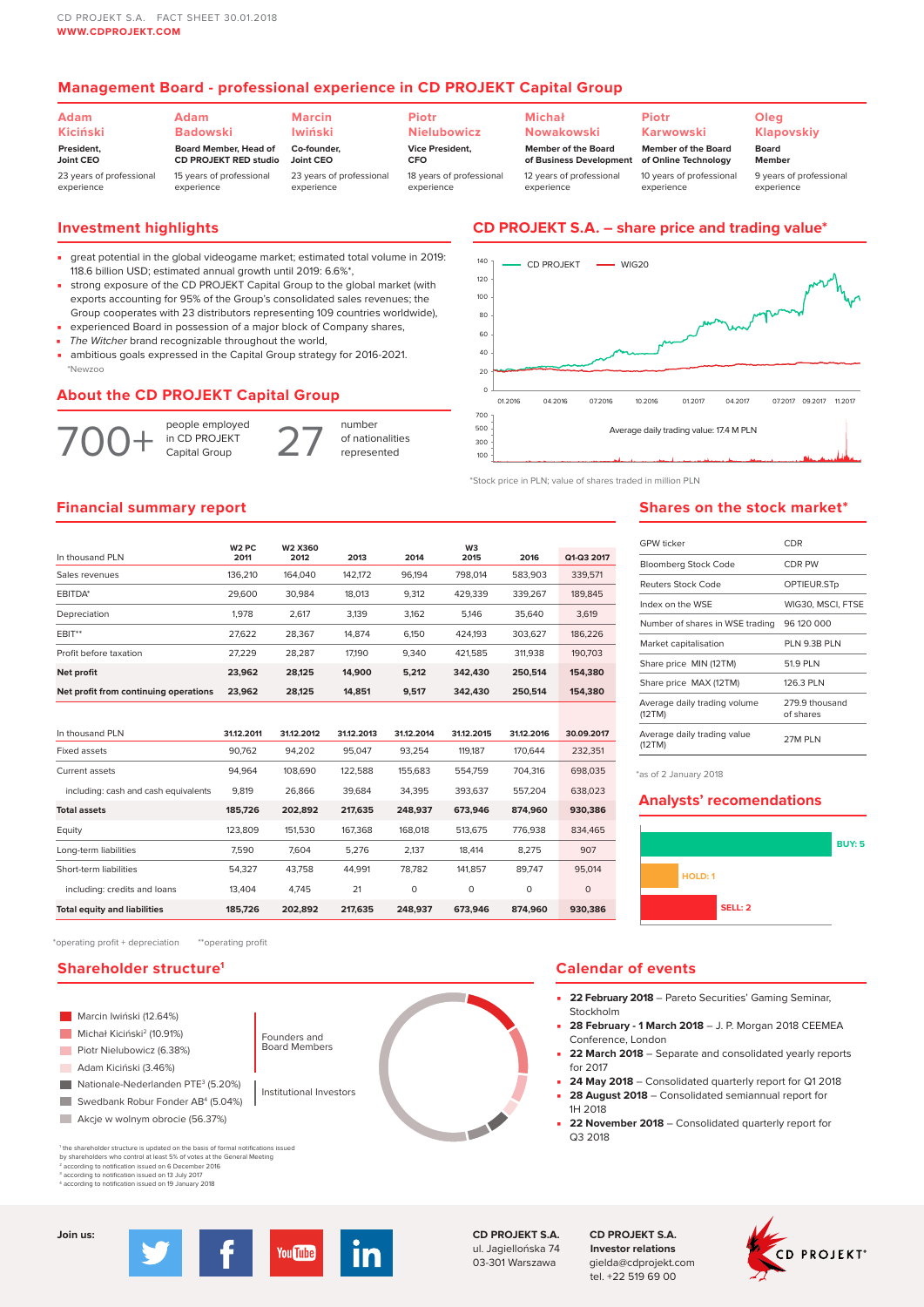CD PROJEKT S.A. FACT SHEET 30.01.2018
**WWW.CDPROJEKT.COM**

## Management Board - professional experience in CD PROJEKT Capital Group

**Adam Kiciński**
**President, Joint CEO**
23 years of professional experience

**Adam Badowski**
**Board Member, Head of CD PROJEKT RED studio**
15 years of professional experience

**Marcin Iwiński**
**Co-founder, Joint CEO**
23 years of professional experience

**Piotr Nielubowicz**
**Vice President, CFO**
18 years of professional experience

**Michał Nowakowski**
**Member of the Board of Business Development**
12 years of professional experience

**Piotr Karwowski**
**Member of the Board of Online Technology**
10 years of professional experience

**Oleg Klapovskiy**
**Board Member**
9 years of professional experience

## Investment highlights

- great potential in the global videogame market; estimated total volume in 2019: 118.6 billion USD; estimated annual growth until 2019: 6.6%*,
- strong exposure of the CD PROJEKT Capital Group to the global market (with exports accounting for 95% of the Group's consolidated sales revenues; the Group cooperates with 23 distributors representing 109 countries worldwide),
- experienced Board in possession of a major block of Company shares,
- *The Witcher* brand recognizable throughout the world,
- ambitious goals expressed in the Capital Group strategy for 2016-2021.

*Newzoo

## CD PROJEKT S.A. – share price and trading value*

CD PROJEKT
WIG20
140
120
100
80
60
40
20
0
01.2016 04.2016 07.2016 10.2016 01.2017 04.2017 07.2017 09.2017 11.2017
700
500
300
100
Average daily trading value: 17.4 M PLN

*Stock price in PLN; value of shares traded in million PLN

## About the CD PROJEKT Capital Group

**700+** people employed in CD PROJEKT Capital Group

**27** number of nationalities represented

## Financial summary report

| In thousand PLN | W2 PC 2011 | W2 X360 2012 | 2013 | 2014 | W3 2015 | 2016 | Q1-Q3 2017 |
|---|---|---|---|---|---|---|---|
| Sales revenues | 136,210 | 164,040 | 142,172 | 96,194 | 798,014 | 583,903 | 339,571 |
| EBITDA* | 29,600 | 30,984 | 18,013 | 9,312 | 429,339 | 339,267 | 189,845 |
| Depreciation | 1,978 | 2,617 | 3,139 | 3,162 | 5,146 | 35,640 | 3,619 |
| EBIT** | 27,622 | 28,367 | 14,874 | 6,150 | 424,193 | 303,627 | 186,226 |
| Profit before taxation | 27,229 | 28,287 | 17,190 | 9,340 | 421,585 | 311,938 | 190,703 |
| **Net profit** | **23,962** | **28,125** | **14,900** | **5,212** | **342,430** | **250,514** | **154,380** |
| **Net profit from continuing operations** | **23,962** | **28,125** | **14,851** | **9,517** | **342,430** | **250,514** | **154,380** |

| In thousand PLN | 31.12.2011 | 31.12.2012 | 31.12.2013 | 31.12.2014 | 31.12.2015 | 31.12.2016 | 30.09.2017 |
|---|---|---|---|---|---|---|---|
| Fixed assets | 90,762 | 94,202 | 95,047 | 93,254 | 119,187 | 170,644 | 232,351 |
| Current assets | 94,964 | 108,690 | 122,588 | 155,683 | 554,759 | 704,316 | 698,035 |
| including: cash and cash equivalents | 9,819 | 26,866 | 39,684 | 34,395 | 393,637 | 557,204 | 638,023 |
| **Total assets** | **185,726** | **202,892** | **217,635** | **248,937** | **673,946** | **874,960** | **930,386** |
| Equity | 123,809 | 151,530 | 167,368 | 168,018 | 513,675 | 776,938 | 834,465 |
| Long-term liabilities | 7,590 | 7,604 | 5,276 | 2,137 | 18,414 | 8,275 | 907 |
| Short-term liabilities | 54,327 | 43,758 | 44,991 | 78,782 | 141,857 | 89,747 | 95,014 |
| including: credits and loans | 13,404 | 4,745 | 21 | 0 | 0 | 0 | 0 |
| **Total equity and liabilities** | **185,726** | **202,892** | **217,635** | **248,937** | **673,946** | **874,960** | **930,386** |

*operating profit + depreciation **operating profit

## Shares on the stock market*

| | |
|---|---|
| GPW ticker | CDR |
| Bloomberg Stock Code | CDR PW |
| Reuters Stock Code | OPTIEUR.STp |
| Index on the WSE | WIG30, MSCI, FTSE |
| Number of shares in WSE trading | 96 120 000 |
| Market capitalisation | PLN 9.3B PLN |
| Share price MIN (12TM) | 51.9 PLN |
| Share price MAX (12TM) | 126.3 PLN |
| Average daily trading volume (12TM) | 279.9 thousand of shares |
| Average daily trading value (12TM) | 27M PLN |

*as of 2 January 2018

## Analysts' recomendations

BUY: 5
HOLD: 1
SELL: 2

## Shareholder structure[1]

Founders and Board Members:
- Marcin Iwiński (12.64%)
- Michał Kiciński[2] (10.91%)
- Piotr Nielubowicz (6.38%)
- Adam Kiciński (3.46%)

Institutional Investors:
- Nationale-Nederlanden PTE[3] (5.20%)
- Swedbank Robur Fonder AB[4] (5.04%)

- Akcje w wolnym obrocie (56.37%)

[1] the shareholder structure is updated on the basis of formal notifications issued by shareholders who control at least 5% of votes at the General Meeting
[2] according to notification issued on 6 December 2016
[3] according to notification issued on 13 July 2017
[4] according to notification issued on 19 January 2018

## Calendar of events

- **22 February 2018** – Pareto Securities' Gaming Seminar, Stockholm
- **28 February - 1 March 2018** – J. P. Morgan 2018 CEEMEA Conference, London
- **22 March 2018** – Separate and consolidated yearly reports for 2017
- **24 May 2018** – Consolidated quarterly report for Q1 2018
- **28 August 2018** – Consolidated semiannual report for 1H 2018
- **22 November 2018** – Consolidated quarterly report for Q3 2018

**Join us:**

**CD PROJEKT S.A.**
ul. Jagiellońska 74
03-301 Warszawa

**CD PROJEKT S.A.**
**Investor relations**
gielda@cdprojekt.com
tel. +22 519 69 00